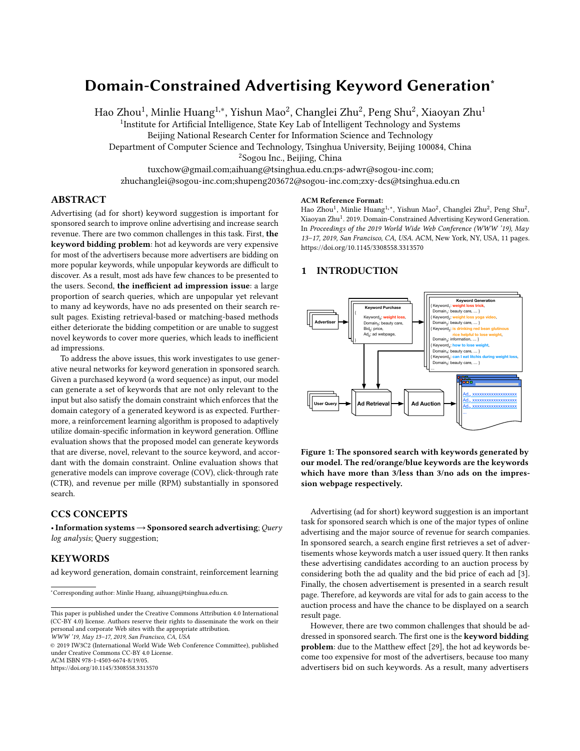# Domain-Constrained Advertising Keyword Generation*

Hao Zhou[1], Minlie Huang[1,*], Yishun Mao[2], Changlei Zhu[2], Peng Shu[2], Xiaoyan Zhu[1]

[1]Institute for Artificial Intelligence, State Key Lab of Intelligent Technology and Systems
Beijing National Research Center for Information Science and Technology
Department of Computer Science and Technology, Tsinghua University, Beijing 100084, China
[2]Sogou Inc., Beijing, China
tuxchow@gmail.com;aihuang@tsinghua.edu.cn;ps-adwr@sogou-inc.com;
zhuchanglei@sogou-inc.com;shupeng203672@sogou-inc.com;zxy-dcs@tsinghua.edu.cn

## ABSTRACT

Advertising (ad for short) keyword suggestion is important for sponsored search to improve online advertising and increase search revenue. There are two common challenges in this task. First, **the keyword bidding problem**: hot ad keywords are very expensive for most of the advertisers because more advertisers are bidding on more popular keywords, while unpopular keywords are difficult to discover. As a result, most ads have few chances to be presented to the users. Second, **the inefficient ad impression issue**: a large proportion of search queries, which are unpopular yet relevant to many ad keywords, have no ads presented on their search result pages. Existing retrieval-based or matching-based methods either deteriorate the bidding competition or are unable to suggest novel keywords to cover more queries, which leads to inefficient ad impressions.

To address the above issues, this work investigates to use generative neural networks for keyword generation in sponsored search. Given a purchased keyword (a word sequence) as input, our model can generate a set of keywords that are not only relevant to the input but also satisfy the domain constraint which enforces that the domain category of a generated keyword is as expected. Furthermore, a reinforcement learning algorithm is proposed to adaptively utilize domain-specific information in keyword generation. Offline evaluation shows that the proposed model can generate keywords that are diverse, novel, relevant to the source keyword, and accordant with the domain constraint. Online evaluation shows that generative models can improve coverage (COV), click-through rate (CTR), and revenue per mille (RPM) substantially in sponsored search.

## CCS CONCEPTS

• **Information systems → Sponsored search advertising**; *Query log analysis*; Query suggestion;

## KEYWORDS

ad keyword generation, domain constraint, reinforcement learning

*Corresponding author: Minlie Huang, aihuang@tsinghua.edu.cn.

This paper is published under the Creative Commons Attribution 4.0 International (CC-BY 4.0) license. Authors reserve their rights to disseminate the work on their personal and corporate Web sites with the appropriate attribution.
*WWW '19, May 13–17, 2019, San Francisco, CA, USA*
© 2019 IW3C2 (International World Wide Web Conference Committee), published under Creative Commons CC-BY 4.0 License.
ACM ISBN 978-1-4503-6674-8/19/05.
https://doi.org/10.1145/3308558.3313570

**ACM Reference Format:**
Hao Zhou[1], Minlie Huang[1,*], Yishun Mao[2], Changlei Zhu[2], Peng Shu[2], Xiaoyan Zhu[1]. 2019. Domain-Constrained Advertising Keyword Generation. In *Proceedings of the 2019 World Wide Web Conference (WWW '19), May 13–17, 2019, San Francisco, CA, USA.* ACM, New York, NY, USA, 11 pages. https://doi.org/10.1145/3308558.3313570

## 1 INTRODUCTION

**Figure 1: The sponsored search with keywords generated by our model. The red/orange/blue keywords are the keywords which have more than 3/less than 3/no ads on the impression webpage respectively.**

Advertising (ad for short) keyword suggestion is an important task for sponsored search which is one of the major types of online advertising and the major source of revenue for search companies. In sponsored search, a search engine first retrieves a set of advertisements whose keywords match a user issued query. It then ranks these advertising candidates according to an auction process by considering both the ad quality and the bid price of each ad [3]. Finally, the chosen advertisement is presented in a search result page. Therefore, ad keywords are vital for ads to gain access to the auction process and have the chance to be displayed on a search result page.

However, there are two common challenges that should be addressed in sponsored search. The first one is the **keyword bidding problem**: due to the Matthew effect [29], the hot ad keywords become too expensive for most of the advertisers, because too many advertisers bid on such keywords. As a result, many advertisers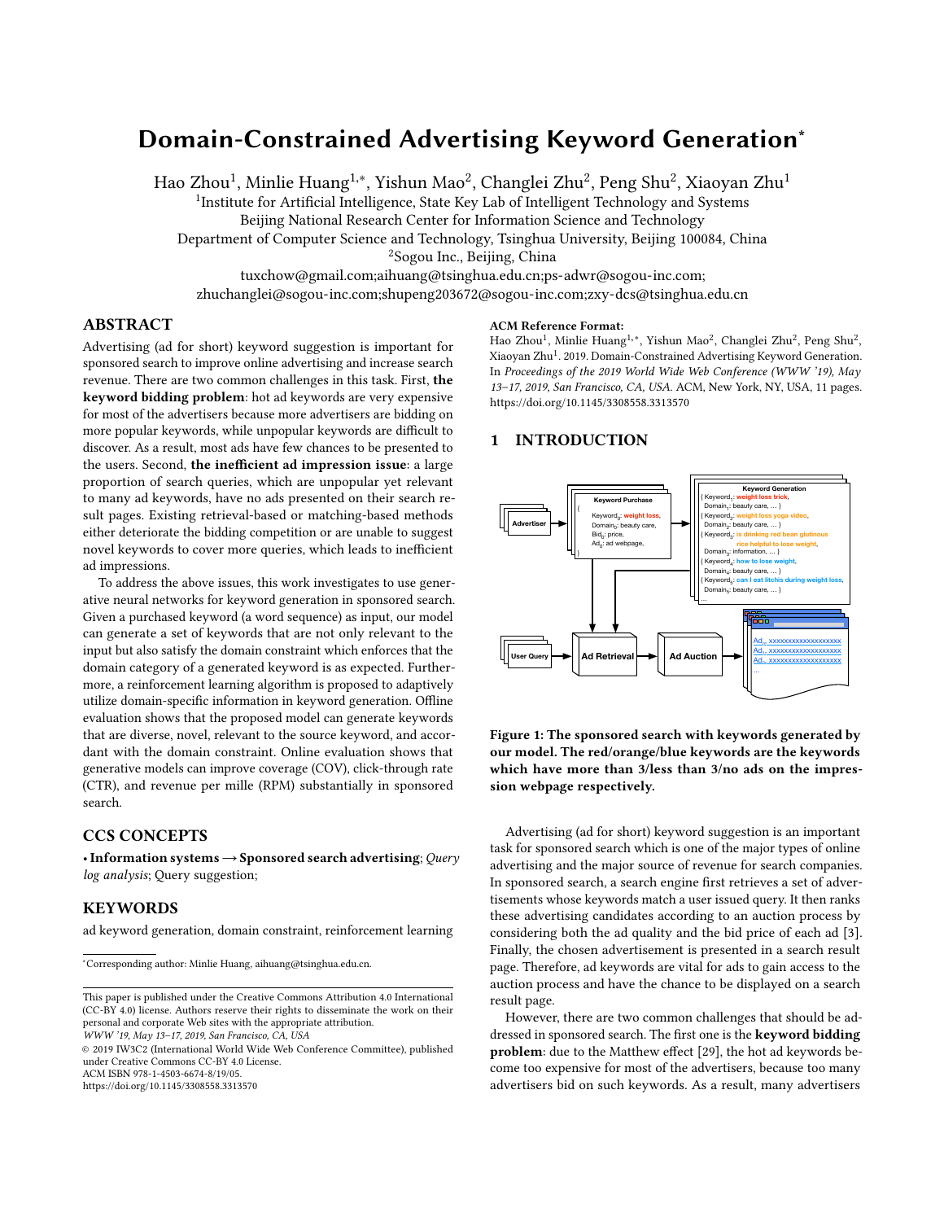# Domain-Constrained Advertising Keyword Generation*

Hao Zhou[1], Minlie Huang[1,*], Yishun Mao[2], Changlei Zhu[2], Peng Shu[2], Xiaoyan Zhu[1]

[1]Institute for Artificial Intelligence, State Key Lab of Intelligent Technology and Systems
Beijing National Research Center for Information Science and Technology
Department of Computer Science and Technology, Tsinghua University, Beijing 100084, China
[2]Sogou Inc., Beijing, China
tuxchow@gmail.com;aihuang@tsinghua.edu.cn;ps-adwr@sogou-inc.com;
zhuchanglei@sogou-inc.com;shupeng203672@sogou-inc.com;zxy-dcs@tsinghua.edu.cn

## ABSTRACT

Advertising (ad for short) keyword suggestion is important for sponsored search to improve online advertising and increase search revenue. There are two common challenges in this task. First, **the keyword bidding problem**: hot ad keywords are very expensive for most of the advertisers because more advertisers are bidding on more popular keywords, while unpopular keywords are difficult to discover. As a result, most ads have few chances to be presented to the users. Second, **the inefficient ad impression issue**: a large proportion of search queries, which are unpopular yet relevant to many ad keywords, have no ads presented on their search result pages. Existing retrieval-based or matching-based methods either deteriorate the bidding competition or are unable to suggest novel keywords to cover more queries, which leads to inefficient ad impressions.

To address the above issues, this work investigates to use generative neural networks for keyword generation in sponsored search. Given a purchased keyword (a word sequence) as input, our model can generate a set of keywords that are not only relevant to the input but also satisfy the domain constraint which enforces that the domain category of a generated keyword is as expected. Furthermore, a reinforcement learning algorithm is proposed to adaptively utilize domain-specific information in keyword generation. Offline evaluation shows that the proposed model can generate keywords that are diverse, novel, relevant to the source keyword, and accordant with the domain constraint. Online evaluation shows that generative models can improve coverage (COV), click-through rate (CTR), and revenue per mille (RPM) substantially in sponsored search.

## CCS CONCEPTS

• **Information systems → Sponsored search advertising**; *Query log analysis*; Query suggestion;

## KEYWORDS

ad keyword generation, domain constraint, reinforcement learning

**ACM Reference Format:**
Hao Zhou[1], Minlie Huang[1,*], Yishun Mao[2], Changlei Zhu[2], Peng Shu[2], Xiaoyan Zhu[1]. 2019. Domain-Constrained Advertising Keyword Generation. In *Proceedings of the 2019 World Wide Web Conference (WWW '19), May 13–17, 2019, San Francisco, CA, USA.* ACM, New York, NY, USA, 11 pages. https://doi.org/10.1145/3308558.3313570

## 1 INTRODUCTION

**Figure 1: The sponsored search with keywords generated by our model. The red/orange/blue keywords are the keywords which have more than 3/less than 3/no ads on the impression webpage respectively.**

Advertising (ad for short) keyword suggestion is an important task for sponsored search which is one of the major types of online advertising and the major source of revenue for search companies. In sponsored search, a search engine first retrieves a set of advertisements whose keywords match a user issued query. It then ranks these advertising candidates according to an auction process by considering both the ad quality and the bid price of each ad [3]. Finally, the chosen advertisement is presented in a search result page. Therefore, ad keywords are vital for ads to gain access to the auction process and have the chance to be displayed on a search result page.

However, there are two common challenges that should be addressed in sponsored search. The first one is the **keyword bidding problem**: due to the Matthew effect [29], the hot ad keywords become too expensive for most of the advertisers, because too many advertisers bid on such keywords. As a result, many advertisers

*Corresponding author: Minlie Huang, aihuang@tsinghua.edu.cn.

This paper is published under the Creative Commons Attribution 4.0 International (CC-BY 4.0) license. Authors reserve their rights to disseminate the work on their personal and corporate Web sites with the appropriate attribution.
*WWW '19, May 13–17, 2019, San Francisco, CA, USA*
© 2019 IW3C2 (International World Wide Web Conference Committee), published under Creative Commons CC-BY 4.0 License.
ACM ISBN 978-1-4503-6674-8/19/05.
https://doi.org/10.1145/3308558.3313570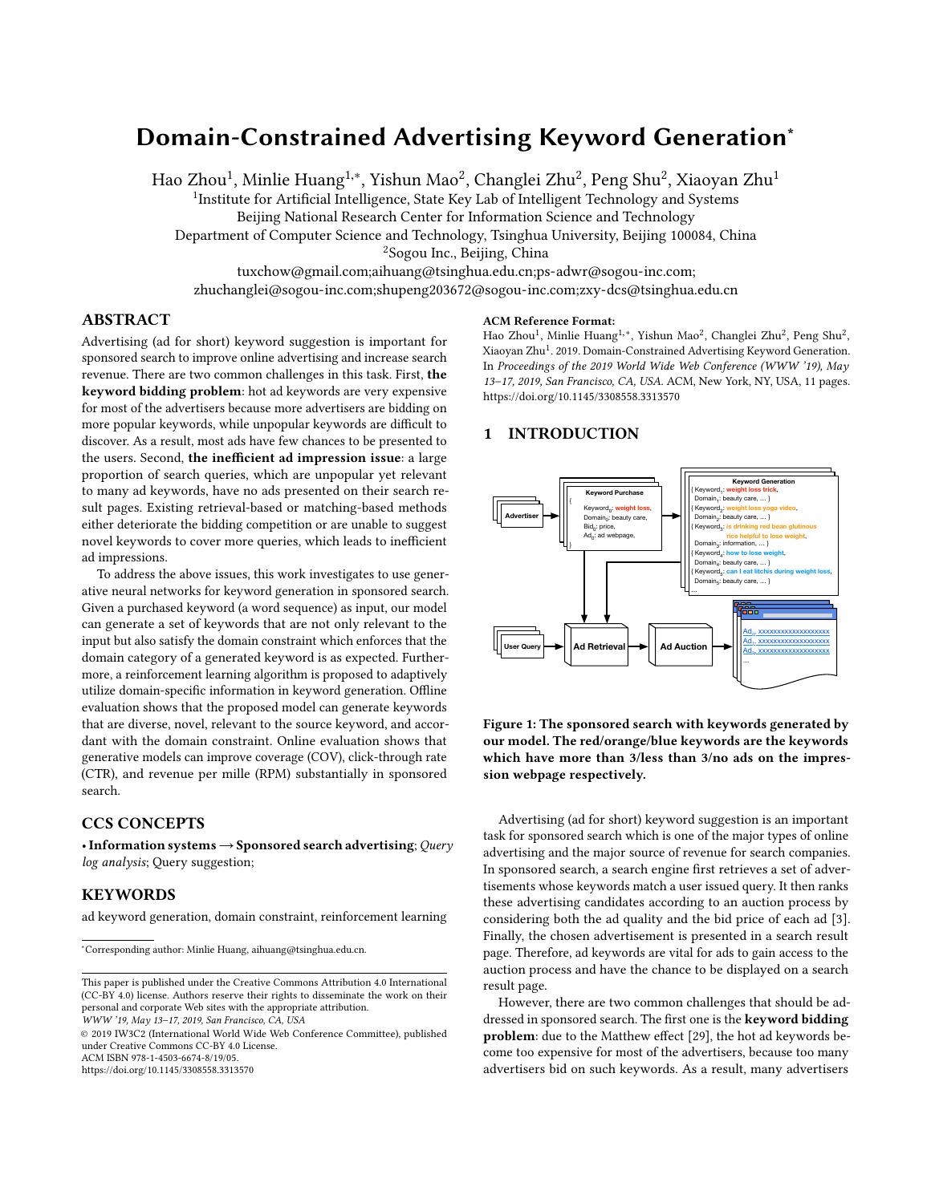# Domain-Constrained Advertising Keyword Generation*

Hao Zhou[1], Minlie Huang[1,*], Yishun Mao[2], Changlei Zhu[2], Peng Shu[2], Xiaoyan Zhu[1]

[1]Institute for Artificial Intelligence, State Key Lab of Intelligent Technology and Systems
Beijing National Research Center for Information Science and Technology
Department of Computer Science and Technology, Tsinghua University, Beijing 100084, China
[2]Sogou Inc., Beijing, China

tuxchow@gmail.com;aihuang@tsinghua.edu.cn;ps-adwr@sogou-inc.com;
zhuchanglei@sogou-inc.com;shupeng203672@sogou-inc.com;zxy-dcs@tsinghua.edu.cn

## ABSTRACT

Advertising (ad for short) keyword suggestion is important for sponsored search to improve online advertising and increase search revenue. There are two common challenges in this task. First, **the keyword bidding problem**: hot ad keywords are very expensive for most of the advertisers because more advertisers are bidding on more popular keywords, while unpopular keywords are difficult to discover. As a result, most ads have few chances to be presented to the users. Second, **the inefficient ad impression issue**: a large proportion of search queries, which are unpopular yet relevant to many ad keywords, have no ads presented on their search result pages. Existing retrieval-based or matching-based methods either deteriorate the bidding competition or are unable to suggest novel keywords to cover more queries, which leads to inefficient ad impressions.

To address the above issues, this work investigates to use generative neural networks for keyword generation in sponsored search. Given a purchased keyword (a word sequence) as input, our model can generate a set of keywords that are not only relevant to the input but also satisfy the domain constraint which enforces that the domain category of a generated keyword is as expected. Furthermore, a reinforcement learning algorithm is proposed to adaptively utilize domain-specific information in keyword generation. Offline evaluation shows that the proposed model can generate keywords that are diverse, novel, relevant to the source keyword, and accordant with the domain constraint. Online evaluation shows that generative models can improve coverage (COV), click-through rate (CTR), and revenue per mille (RPM) substantially in sponsored search.

## CCS CONCEPTS

• **Information systems → Sponsored search advertising**; *Query log analysis*; Query suggestion;

## KEYWORDS

ad keyword generation, domain constraint, reinforcement learning

*Corresponding author: Minlie Huang, aihuang@tsinghua.edu.cn.

This paper is published under the Creative Commons Attribution 4.0 International (CC-BY 4.0) license. Authors reserve their rights to disseminate the work on their personal and corporate Web sites with the appropriate attribution.
*WWW '19, May 13–17, 2019, San Francisco, CA, USA*
© 2019 IW3C2 (International World Wide Web Conference Committee), published under Creative Commons CC-BY 4.0 License.
ACM ISBN 978-1-4503-6674-8/19/05.
https://doi.org/10.1145/3308558.3313570

**ACM Reference Format:**
Hao Zhou[1], Minlie Huang[1,*], Yishun Mao[2], Changlei Zhu[2], Peng Shu[2], Xiaoyan Zhu[1]. 2019. Domain-Constrained Advertising Keyword Generation. In *Proceedings of the 2019 World Wide Web Conference (WWW '19), May 13–17, 2019, San Francisco, CA, USA.* ACM, New York, NY, USA, 11 pages. https://doi.org/10.1145/3308558.3313570

## 1 INTRODUCTION

Advertiser → Keyword Purchase { $Keyword_0$: weight loss, $Domain_0$: beauty care, $Bid_0$: price, $Ad_0$: ad webpage, }

Keyword Generation:
{ $Keyword_1$: weight loss trick, $Domain_1$: beauty care, ... }
{ $Keyword_2$: weight loss yoga video, $Domain_2$: beauty care, ... }
{ $Keyword_3$: is drinking red bean glutinous rice helpful to lose weight, $Domain_3$: information, ... }
{ $Keyword_4$: how to lose weight, $Domain_4$: beauty care, ... }
{ $Keyword_5$: can I eat litchis during weight loss, $Domain_5$: beauty care, ... }
...

User Query → Ad Retrieval → Ad Auction → $Ad_{i1}$, $Ad_{i2}$, $Ad_{i3}$, ...

**Figure 1: The sponsored search with keywords generated by our model. The red/orange/blue keywords are the keywords which have more than 3/less than 3/no ads on the impression webpage respectively.**

Advertising (ad for short) keyword suggestion is an important task for sponsored search which is one of the major types of online advertising and the major source of revenue for search companies. In sponsored search, a search engine first retrieves a set of advertisements whose keywords match a user issued query. It then ranks these advertising candidates according to an auction process by considering both the ad quality and the bid price of each ad [3]. Finally, the chosen advertisement is presented in a search result page. Therefore, ad keywords are vital for ads to gain access to the auction process and have the chance to be displayed on a search result page.

However, there are two common challenges that should be addressed in sponsored search. The first one is the **keyword bidding problem**: due to the Matthew effect [29], the hot ad keywords become too expensive for most of the advertisers, because too many advertisers bid on such keywords. As a result, many advertisers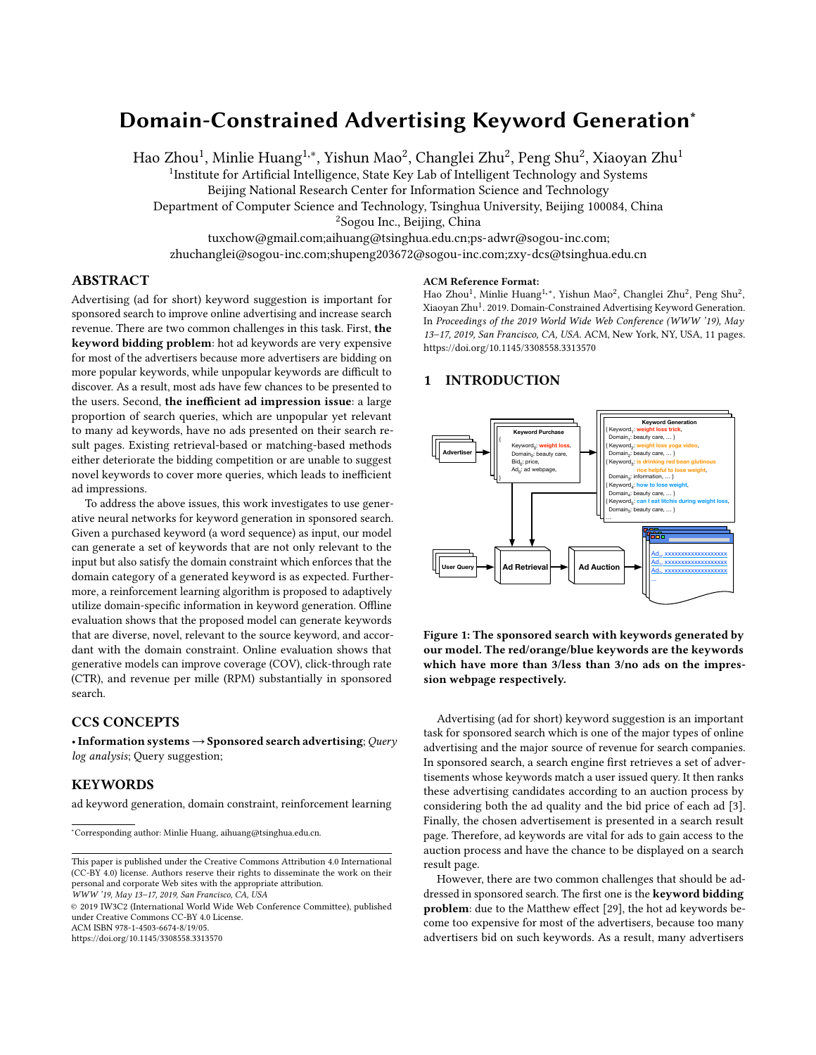# Domain-Constrained Advertising Keyword Generation*

Hao Zhou[1], Minlie Huang[1,*], Yishun Mao[2], Changlei Zhu[2], Peng Shu[2], Xiaoyan Zhu[1]

[1]Institute for Artificial Intelligence, State Key Lab of Intelligent Technology and Systems
Beijing National Research Center for Information Science and Technology
Department of Computer Science and Technology, Tsinghua University, Beijing 100084, China
[2]Sogou Inc., Beijing, China
tuxchow@gmail.com;aihuang@tsinghua.edu.cn;ps-adwr@sogou-inc.com;
zhuchanglei@sogou-inc.com;shupeng203672@sogou-inc.com;zxy-dcs@tsinghua.edu.cn

## ABSTRACT

Advertising (ad for short) keyword suggestion is important for sponsored search to improve online advertising and increase search revenue. There are two common challenges in this task. First, **the keyword bidding problem**: hot ad keywords are very expensive for most of the advertisers because more advertisers are bidding on more popular keywords, while unpopular keywords are difficult to discover. As a result, most ads have few chances to be presented to the users. Second, **the inefficient ad impression issue**: a large proportion of search queries, which are unpopular yet relevant to many ad keywords, have no ads presented on their search result pages. Existing retrieval-based or matching-based methods either deteriorate the bidding competition or are unable to suggest novel keywords to cover more queries, which leads to inefficient ad impressions.

To address the above issues, this work investigates to use generative neural networks for keyword generation in sponsored search. Given a purchased keyword (a word sequence) as input, our model can generate a set of keywords that are not only relevant to the input but also satisfy the domain constraint which enforces that the domain category of a generated keyword is as expected. Furthermore, a reinforcement learning algorithm is proposed to adaptively utilize domain-specific information in keyword generation. Offline evaluation shows that the proposed model can generate keywords that are diverse, novel, relevant to the source keyword, and accordant with the domain constraint. Online evaluation shows that generative models can improve coverage (COV), click-through rate (CTR), and revenue per mille (RPM) substantially in sponsored search.

## CCS CONCEPTS

• **Information systems** → **Sponsored search advertising**; *Query log analysis*; Query suggestion;

## KEYWORDS

ad keyword generation, domain constraint, reinforcement learning

*Corresponding author: Minlie Huang, aihuang@tsinghua.edu.cn.

This paper is published under the Creative Commons Attribution 4.0 International (CC-BY 4.0) license. Authors reserve their rights to disseminate the work on their personal and corporate Web sites with the appropriate attribution.
*WWW '19, May 13–17, 2019, San Francisco, CA, USA*
© 2019 IW3C2 (International World Wide Web Conference Committee), published under Creative Commons CC-BY 4.0 License.
ACM ISBN 978-1-4503-6674-8/19/05.
https://doi.org/10.1145/3308558.3313570

**ACM Reference Format:**
Hao Zhou[1], Minlie Huang[1,*], Yishun Mao[2], Changlei Zhu[2], Peng Shu[2], Xiaoyan Zhu[1]. 2019. Domain-Constrained Advertising Keyword Generation. In *Proceedings of the 2019 World Wide Web Conference (WWW '19), May 13–17, 2019, San Francisco, CA, USA.* ACM, New York, NY, USA, 11 pages. https://doi.org/10.1145/3308558.3313570

## 1 INTRODUCTION

**Figure 1: The sponsored search with keywords generated by our model. The red/orange/blue keywords are the keywords which have more than 3/less than 3/no ads on the impression webpage respectively.**

Advertising (ad for short) keyword suggestion is an important task for sponsored search which is one of the major types of online advertising and the major source of revenue for search companies. In sponsored search, a search engine first retrieves a set of advertisements whose keywords match a user issued query. It then ranks these advertising candidates according to an auction process by considering both the ad quality and the bid price of each ad [3]. Finally, the chosen advertisement is presented in a search result page. Therefore, ad keywords are vital for ads to gain access to the auction process and have the chance to be displayed on a search result page.

However, there are two common challenges that should be addressed in sponsored search. The first one is the **keyword bidding problem**: due to the Matthew effect [29], the hot ad keywords become too expensive for most of the advertisers, because too many advertisers bid on such keywords. As a result, many advertisers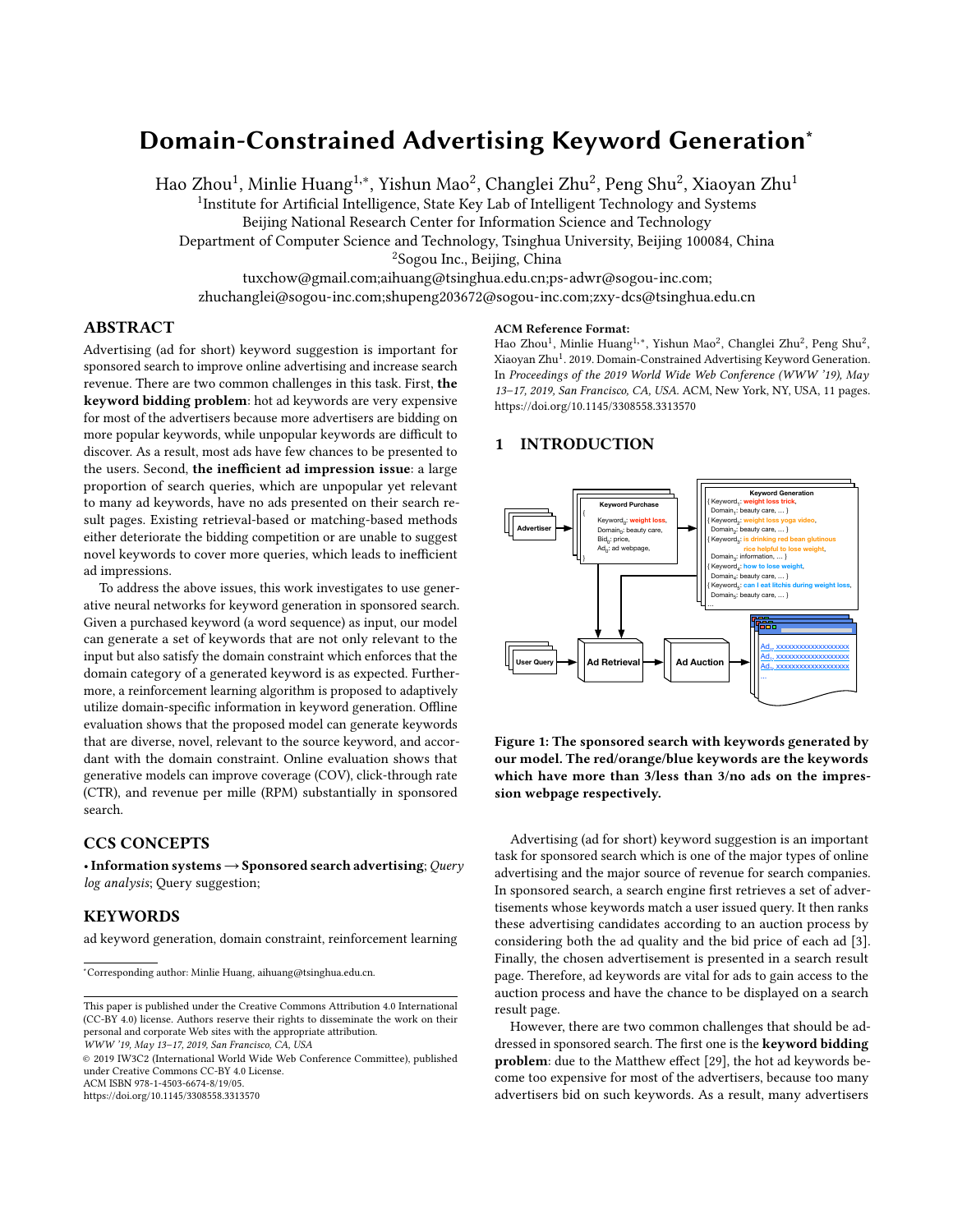# Domain-Constrained Advertising Keyword Generation*

Hao Zhou[1], Minlie Huang[1,*], Yishun Mao[2], Changlei Zhu[2], Peng Shu[2], Xiaoyan Zhu[1]

[1]Institute for Artificial Intelligence, State Key Lab of Intelligent Technology and Systems
Beijing National Research Center for Information Science and Technology
Department of Computer Science and Technology, Tsinghua University, Beijing 100084, China

[2]Sogou Inc., Beijing, China

tuxchow@gmail.com;aihuang@tsinghua.edu.cn;ps-adwr@sogou-inc.com;
zhuchanglei@sogou-inc.com;shupeng203672@sogou-inc.com;zxy-dcs@tsinghua.edu.cn

## ABSTRACT

Advertising (ad for short) keyword suggestion is important for sponsored search to improve online advertising and increase search revenue. There are two common challenges in this task. First, **the keyword bidding problem**: hot ad keywords are very expensive for most of the advertisers because more advertisers are bidding on more popular keywords, while unpopular keywords are difficult to discover. As a result, most ads have few chances to be presented to the users. Second, **the inefficient ad impression issue**: a large proportion of search queries, which are unpopular yet relevant to many ad keywords, have no ads presented on their search result pages. Existing retrieval-based or matching-based methods either deteriorate the bidding competition or are unable to suggest novel keywords to cover more queries, which leads to inefficient ad impressions.

To address the above issues, this work investigates to use generative neural networks for keyword generation in sponsored search. Given a purchased keyword (a word sequence) as input, our model can generate a set of keywords that are not only relevant to the input but also satisfy the domain constraint which enforces that the domain category of a generated keyword is as expected. Furthermore, a reinforcement learning algorithm is proposed to adaptively utilize domain-specific information in keyword generation. Offline evaluation shows that the proposed model can generate keywords that are diverse, novel, relevant to the source keyword, and accordant with the domain constraint. Online evaluation shows that generative models can improve coverage (COV), click-through rate (CTR), and revenue per mille (RPM) substantially in sponsored search.

## CCS CONCEPTS

• **Information systems → Sponsored search advertising**; *Query log analysis*; Query suggestion;

## KEYWORDS

ad keyword generation, domain constraint, reinforcement learning

*Corresponding author: Minlie Huang, aihuang@tsinghua.edu.cn.

This paper is published under the Creative Commons Attribution 4.0 International (CC-BY 4.0) license. Authors reserve their rights to disseminate the work on their personal and corporate Web sites with the appropriate attribution.
*WWW '19, May 13–17, 2019, San Francisco, CA, USA*
© 2019 IW3C2 (International World Wide Web Conference Committee), published under Creative Commons CC-BY 4.0 License.
ACM ISBN 978-1-4503-6674-8/19/05.
https://doi.org/10.1145/3308558.3313570

**ACM Reference Format:**
Hao Zhou[1], Minlie Huang[1,*], Yishun Mao[2], Changlei Zhu[2], Peng Shu[2], Xiaoyan Zhu[1]. 2019. Domain-Constrained Advertising Keyword Generation. In *Proceedings of the 2019 World Wide Web Conference (WWW '19), May 13–17, 2019, San Francisco, CA, USA.* ACM, New York, NY, USA, 11 pages. https://doi.org/10.1145/3308558.3313570

## 1 INTRODUCTION

**Figure 1: The sponsored search with keywords generated by our model. The red/orange/blue keywords are the keywords which have more than 3/less than 3/no ads on the impression webpage respectively.**

Advertising (ad for short) keyword suggestion is an important task for sponsored search which is one of the major types of online advertising and the major source of revenue for search companies. In sponsored search, a search engine first retrieves a set of advertisements whose keywords match a user issued query. It then ranks these advertising candidates according to an auction process by considering both the ad quality and the bid price of each ad [3]. Finally, the chosen advertisement is presented in a search result page. Therefore, ad keywords are vital for ads to gain access to the auction process and have the chance to be displayed on a search result page.

However, there are two common challenges that should be addressed in sponsored search. The first one is the **keyword bidding problem**: due to the Matthew effect [29], the hot ad keywords become too expensive for most of the advertisers, because too many advertisers bid on such keywords. As a result, many advertisers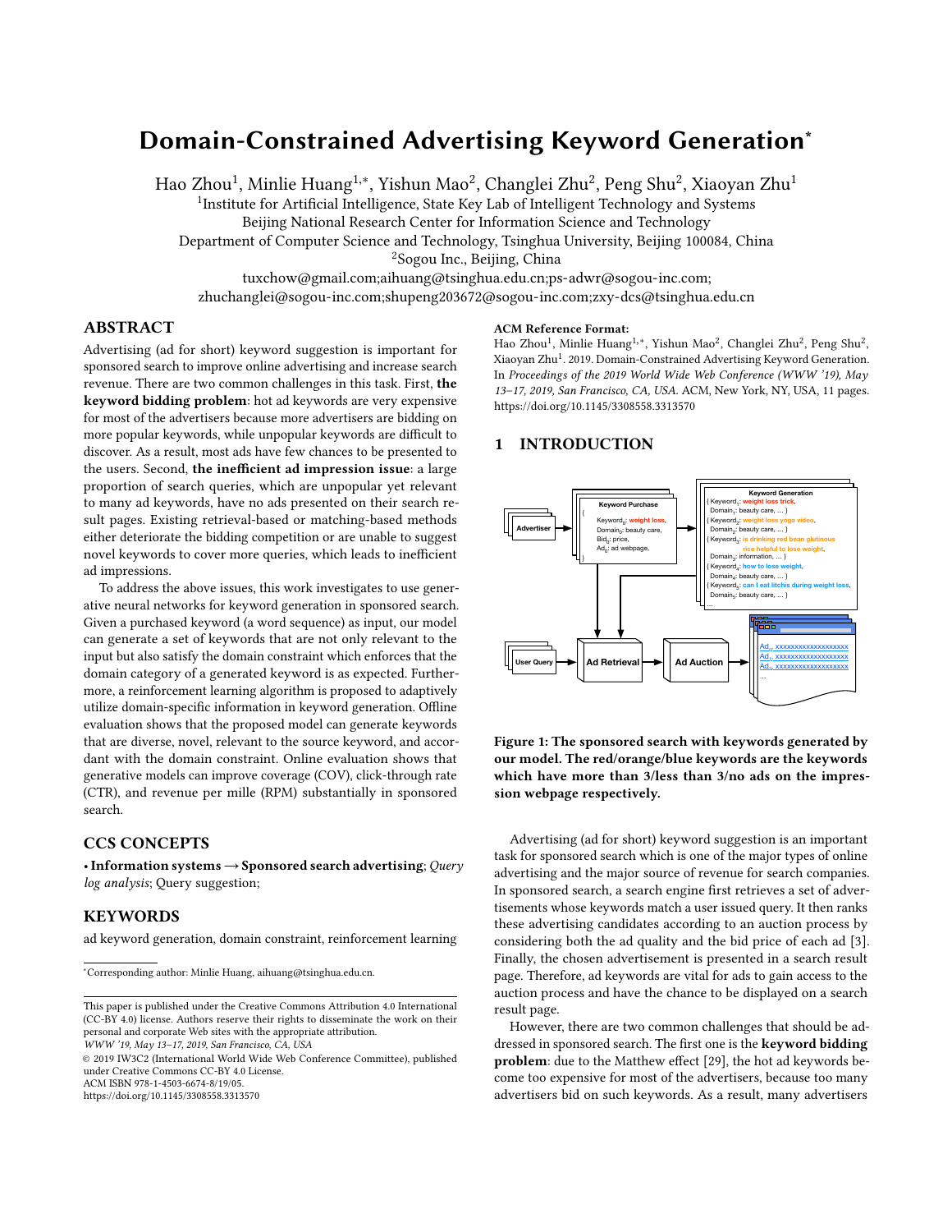# Domain-Constrained Advertising Keyword Generation*

Hao Zhou[1], Minlie Huang[1,*], Yishun Mao[2], Changlei Zhu[2], Peng Shu[2], Xiaoyan Zhu[1]

[1]Institute for Artificial Intelligence, State Key Lab of Intelligent Technology and Systems
Beijing National Research Center for Information Science and Technology
Department of Computer Science and Technology, Tsinghua University, Beijing 100084, China
[2]Sogou Inc., Beijing, China
tuxchow@gmail.com;aihuang@tsinghua.edu.cn;ps-adwr@sogou-inc.com;
zhuchanglei@sogou-inc.com;shupeng203672@sogou-inc.com;zxy-dcs@tsinghua.edu.cn

## ABSTRACT

Advertising (ad for short) keyword suggestion is important for sponsored search to improve online advertising and increase search revenue. There are two common challenges in this task. First, **the keyword bidding problem**: hot ad keywords are very expensive for most of the advertisers because more advertisers are bidding on more popular keywords, while unpopular keywords are difficult to discover. As a result, most ads have few chances to be presented to the users. Second, **the inefficient ad impression issue**: a large proportion of search queries, which are unpopular yet relevant to many ad keywords, have no ads presented on their search result pages. Existing retrieval-based or matching-based methods either deteriorate the bidding competition or are unable to suggest novel keywords to cover more queries, which leads to inefficient ad impressions.

To address the above issues, this work investigates to use generative neural networks for keyword generation in sponsored search. Given a purchased keyword (a word sequence) as input, our model can generate a set of keywords that are not only relevant to the input but also satisfy the domain constraint which enforces that the domain category of a generated keyword is as expected. Furthermore, a reinforcement learning algorithm is proposed to adaptively utilize domain-specific information in keyword generation. Offline evaluation shows that the proposed model can generate keywords that are diverse, novel, relevant to the source keyword, and accordant with the domain constraint. Online evaluation shows that generative models can improve coverage (COV), click-through rate (CTR), and revenue per mille (RPM) substantially in sponsored search.

## CCS CONCEPTS

• **Information systems → Sponsored search advertising**; *Query log analysis*; Query suggestion;

## KEYWORDS

ad keyword generation, domain constraint, reinforcement learning

## ACM Reference Format:

Hao Zhou[1], Minlie Huang[1,*], Yishun Mao[2], Changlei Zhu[2], Peng Shu[2], Xiaoyan Zhu[1]. 2019. Domain-Constrained Advertising Keyword Generation. In *Proceedings of the 2019 World Wide Web Conference (WWW '19), May 13–17, 2019, San Francisco, CA, USA.* ACM, New York, NY, USA, 11 pages. https://doi.org/10.1145/3308558.3313570

## 1 INTRODUCTION

**Figure 1: The sponsored search with keywords generated by our model. The red/orange/blue keywords are the keywords which have more than 3/less than 3/no ads on the impression webpage respectively.**

Advertising (ad for short) keyword suggestion is an important task for sponsored search which is one of the major types of online advertising and the major source of revenue for search companies. In sponsored search, a search engine first retrieves a set of advertisements whose keywords match a user issued query. It then ranks these advertising candidates according to an auction process by considering both the ad quality and the bid price of each ad [3]. Finally, the chosen advertisement is presented in a search result page. Therefore, ad keywords are vital for ads to gain access to the auction process and have the chance to be displayed on a search result page.

However, there are two common challenges that should be addressed in sponsored search. The first one is the **keyword bidding problem**: due to the Matthew effect [29], the hot ad keywords become too expensive for most of the advertisers, because too many advertisers bid on such keywords. As a result, many advertisers

*Corresponding author: Minlie Huang, aihuang@tsinghua.edu.cn.

This paper is published under the Creative Commons Attribution 4.0 International (CC-BY 4.0) license. Authors reserve their rights to disseminate the work on their personal and corporate Web sites with the appropriate attribution.
*WWW '19, May 13–17, 2019, San Francisco, CA, USA*
© 2019 IW3C2 (International World Wide Web Conference Committee), published under Creative Commons CC-BY 4.0 License.
ACM ISBN 978-1-4503-6674-8/19/05.
https://doi.org/10.1145/3308558.3313570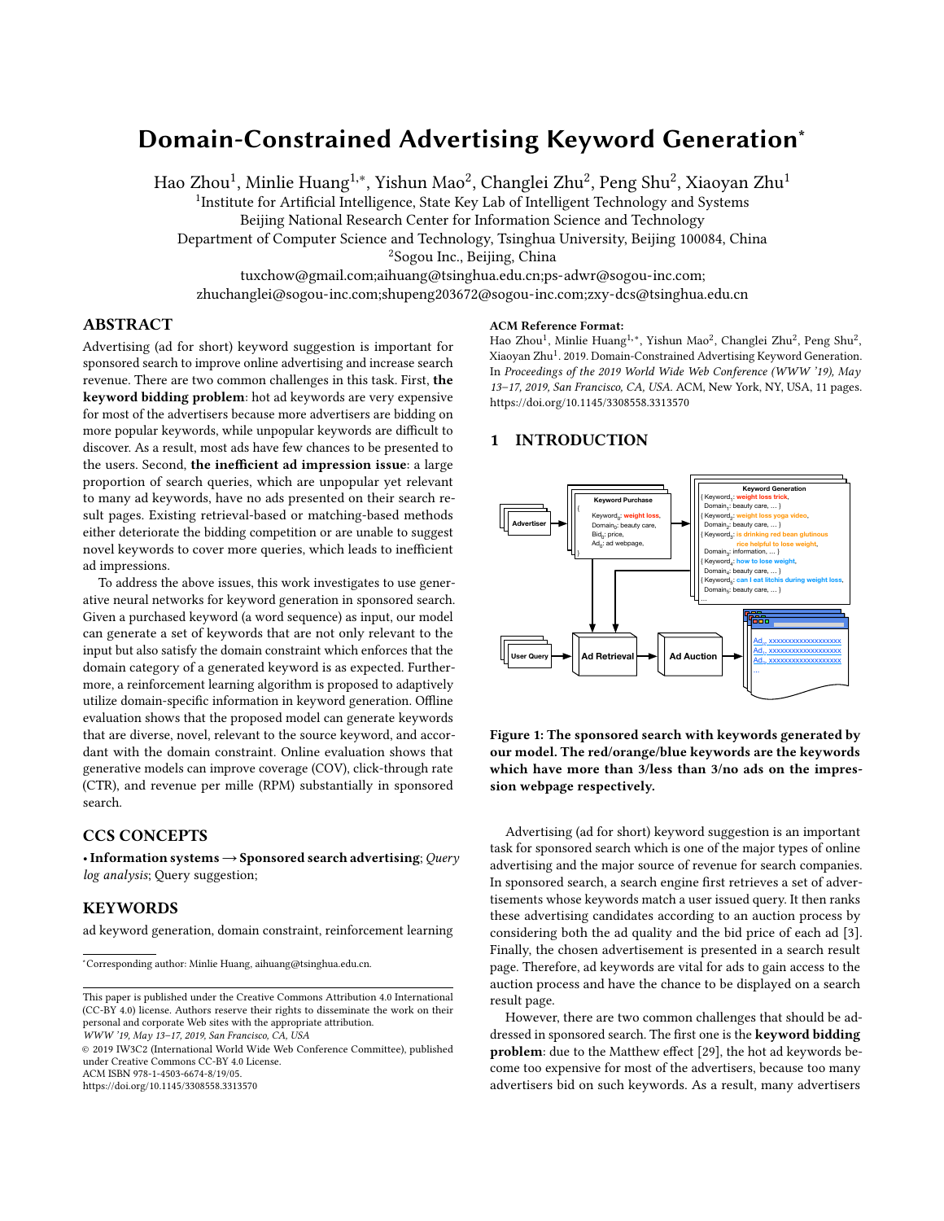# Domain-Constrained Advertising Keyword Generation*

Hao Zhou[1], Minlie Huang[1,*], Yishun Mao[2], Changlei Zhu[2], Peng Shu[2], Xiaoyan Zhu[1]

[1]Institute for Artificial Intelligence, State Key Lab of Intelligent Technology and Systems
Beijing National Research Center for Information Science and Technology
Department of Computer Science and Technology, Tsinghua University, Beijing 100084, China
[2]Sogou Inc., Beijing, China
tuxchow@gmail.com;aihuang@tsinghua.edu.cn;ps-adwr@sogou-inc.com;
zhuchanglei@sogou-inc.com;shupeng203672@sogou-inc.com;zxy-dcs@tsinghua.edu.cn

## ABSTRACT

Advertising (ad for short) keyword suggestion is important for sponsored search to improve online advertising and increase search revenue. There are two common challenges in this task. First, **the keyword bidding problem**: hot ad keywords are very expensive for most of the advertisers because more advertisers are bidding on more popular keywords, while unpopular keywords are difficult to discover. As a result, most ads have few chances to be presented to the users. Second, **the inefficient ad impression issue**: a large proportion of search queries, which are unpopular yet relevant to many ad keywords, have no ads presented on their search result pages. Existing retrieval-based or matching-based methods either deteriorate the bidding competition or are unable to suggest novel keywords to cover more queries, which leads to inefficient ad impressions.

To address the above issues, this work investigates to use generative neural networks for keyword generation in sponsored search. Given a purchased keyword (a word sequence) as input, our model can generate a set of keywords that are not only relevant to the input but also satisfy the domain constraint which enforces that the domain category of a generated keyword is as expected. Furthermore, a reinforcement learning algorithm is proposed to adaptively utilize domain-specific information in keyword generation. Offline evaluation shows that the proposed model can generate keywords that are diverse, novel, relevant to the source keyword, and accordant with the domain constraint. Online evaluation shows that generative models can improve coverage (COV), click-through rate (CTR), and revenue per mille (RPM) substantially in sponsored search.

## CCS CONCEPTS

• **Information systems → Sponsored search advertising**; *Query log analysis*; Query suggestion;

## KEYWORDS

ad keyword generation, domain constraint, reinforcement learning

*Corresponding author: Minlie Huang, aihuang@tsinghua.edu.cn.

This paper is published under the Creative Commons Attribution 4.0 International (CC-BY 4.0) license. Authors reserve their rights to disseminate the work on their personal and corporate Web sites with the appropriate attribution.
*WWW '19, May 13–17, 2019, San Francisco, CA, USA*
© 2019 IW3C2 (International World Wide Web Conference Committee), published under Creative Commons CC-BY 4.0 License.
ACM ISBN 978-1-4503-6674-8/19/05.
https://doi.org/10.1145/3308558.3313570

**ACM Reference Format:**
Hao Zhou[1], Minlie Huang[1,*], Yishun Mao[2], Changlei Zhu[2], Peng Shu[2], Xiaoyan Zhu[1]. 2019. Domain-Constrained Advertising Keyword Generation. In *Proceedings of the 2019 World Wide Web Conference (WWW '19), May 13–17, 2019, San Francisco, CA, USA.* ACM, New York, NY, USA, 11 pages. https://doi.org/10.1145/3308558.3313570

## 1 INTRODUCTION

Advertiser
Keyword Purchase
{ Keyword$_0$: weight loss, Domain$_0$: beauty care, Bid$_0$: price, Ad$_0$: ad webpage, }
Keyword Generation
{ Keyword$_1$: weight loss trick, Domain$_1$: beauty care, ... }
{ Keyword$_2$: weight loss yoga video, Domain$_2$: beauty care, ... }
{ Keyword$_3$: is drinking red bean glutinous rice helpful to lose weight, Domain$_3$: information, ... }
{ Keyword$_4$: how to lose weight, Domain$_4$: beauty care, ... }
{ Keyword$_5$: can I eat litchis during weight loss, Domain$_5$: beauty care, ... }
...
User Query
Ad Retrieval
Ad Auction
Ad$_{i1}$ xxxxxxxxxxxxxxxxxx
Ad$_{i2}$ xxxxxxxxxxxxxxxxxx
Ad$_{i3}$ xxxxxxxxxxxxxxxxxx
...

**Figure 1: The sponsored search with keywords generated by our model. The red/orange/blue keywords are the keywords which have more than 3/less than 3/no ads on the impression webpage respectively.**

Advertising (ad for short) keyword suggestion is an important task for sponsored search which is one of the major types of online advertising and the major source of revenue for search companies. In sponsored search, a search engine first retrieves a set of advertisements whose keywords match a user issued query. It then ranks these advertising candidates according to an auction process by considering both the ad quality and the bid price of each ad [3]. Finally, the chosen advertisement is presented in a search result page. Therefore, ad keywords are vital for ads to gain access to the auction process and have the chance to be displayed on a search result page.

However, there are two common challenges that should be addressed in sponsored search. The first one is the **keyword bidding problem**: due to the Matthew effect [29], the hot ad keywords become too expensive for most of the advertisers, because too many advertisers bid on such keywords. As a result, many advertisers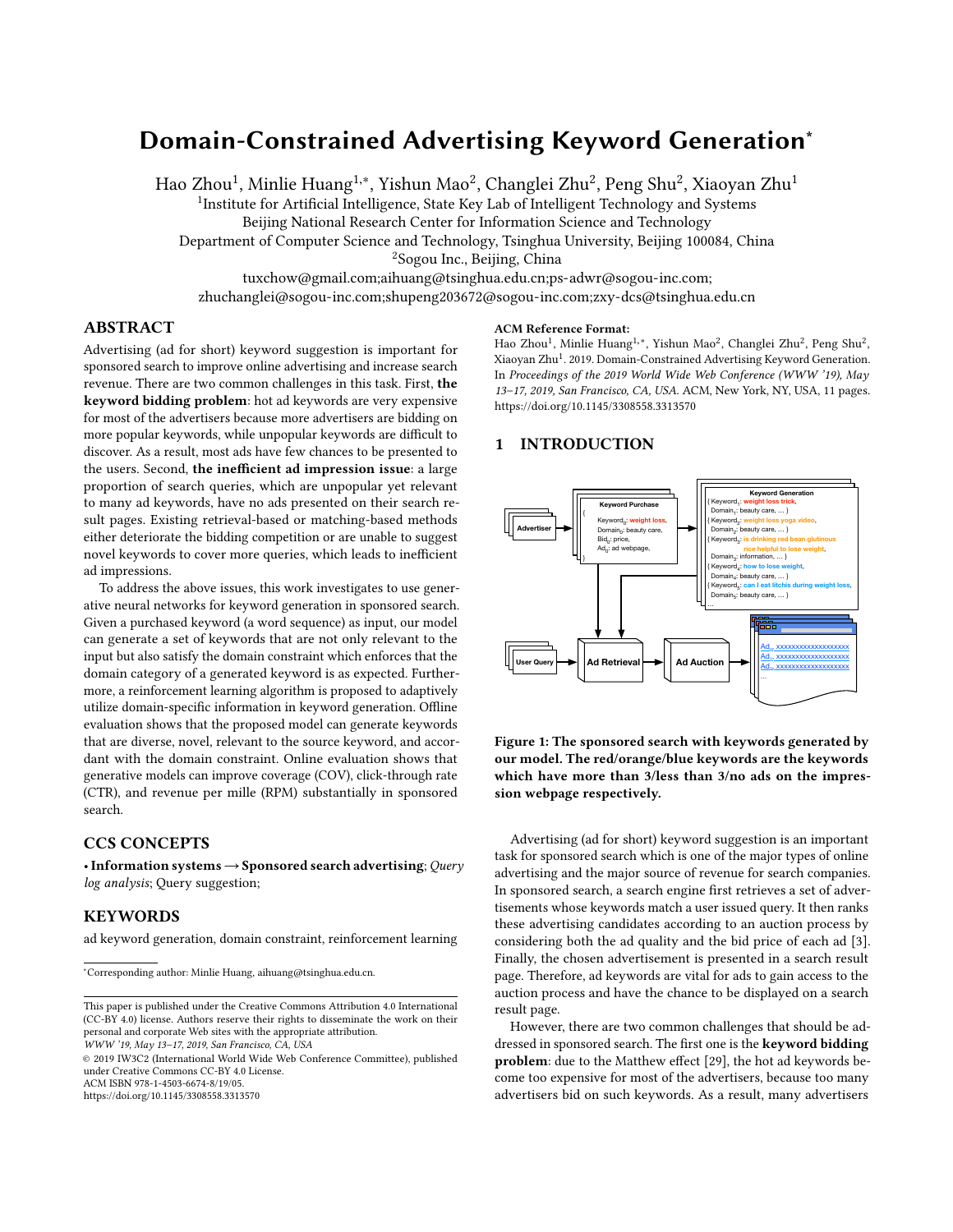# Domain-Constrained Advertising Keyword Generation*

Hao Zhou[1], Minlie Huang[1,*], Yishun Mao[2], Changlei Zhu[2], Peng Shu[2], Xiaoyan Zhu[1]

[1]Institute for Artificial Intelligence, State Key Lab of Intelligent Technology and Systems
Beijing National Research Center for Information Science and Technology
Department of Computer Science and Technology, Tsinghua University, Beijing 100084, China
[2]Sogou Inc., Beijing, China
tuxchow@gmail.com;aihuang@tsinghua.edu.cn;ps-adwr@sogou-inc.com;
zhuchanglei@sogou-inc.com;shupeng203672@sogou-inc.com;zxy-dcs@tsinghua.edu.cn

## ABSTRACT

Advertising (ad for short) keyword suggestion is important for sponsored search to improve online advertising and increase search revenue. There are two common challenges in this task. First, **the keyword bidding problem**: hot ad keywords are very expensive for most of the advertisers because more advertisers are bidding on more popular keywords, while unpopular keywords are difficult to discover. As a result, most ads have few chances to be presented to the users. Second, **the inefficient ad impression issue**: a large proportion of search queries, which are unpopular yet relevant to many ad keywords, have no ads presented on their search result pages. Existing retrieval-based or matching-based methods either deteriorate the bidding competition or are unable to suggest novel keywords to cover more queries, which leads to inefficient ad impressions.

To address the above issues, this work investigates to use generative neural networks for keyword generation in sponsored search. Given a purchased keyword (a word sequence) as input, our model can generate a set of keywords that are not only relevant to the input but also satisfy the domain constraint which enforces that the domain category of a generated keyword is as expected. Furthermore, a reinforcement learning algorithm is proposed to adaptively utilize domain-specific information in keyword generation. Offline evaluation shows that the proposed model can generate keywords that are diverse, novel, relevant to the source keyword, and accordant with the domain constraint. Online evaluation shows that generative models can improve coverage (COV), click-through rate (CTR), and revenue per mille (RPM) substantially in sponsored search.

## CCS CONCEPTS

• **Information systems → Sponsored search advertising**; *Query log analysis*; Query suggestion;

## KEYWORDS

ad keyword generation, domain constraint, reinforcement learning

*Corresponding author: Minlie Huang, aihuang@tsinghua.edu.cn.

This paper is published under the Creative Commons Attribution 4.0 International (CC-BY 4.0) license. Authors reserve their rights to disseminate the work on their personal and corporate Web sites with the appropriate attribution.
*WWW '19, May 13–17, 2019, San Francisco, CA, USA*
© 2019 IW3C2 (International World Wide Web Conference Committee), published under Creative Commons CC-BY 4.0 License.
ACM ISBN 978-1-4503-6674-8/19/05.
https://doi.org/10.1145/3308558.3313570

**ACM Reference Format:**
Hao Zhou[1], Minlie Huang[1,*], Yishun Mao[2], Changlei Zhu[2], Peng Shu[2], Xiaoyan Zhu[1]. 2019. Domain-Constrained Advertising Keyword Generation. In *Proceedings of the 2019 World Wide Web Conference (WWW '19), May 13–17, 2019, San Francisco, CA, USA.* ACM, New York, NY, USA, 11 pages. https://doi.org/10.1145/3308558.3313570

## 1 INTRODUCTION

**Figure 1: The sponsored search with keywords generated by our model. The red/orange/blue keywords are the keywords which have more than 3/less than 3/no ads on the impression webpage respectively.**

Advertising (ad for short) keyword suggestion is an important task for sponsored search which is one of the major types of online advertising and the major source of revenue for search companies. In sponsored search, a search engine first retrieves a set of advertisements whose keywords match a user issued query. It then ranks these advertising candidates according to an auction process by considering both the ad quality and the bid price of each ad [3]. Finally, the chosen advertisement is presented in a search result page. Therefore, ad keywords are vital for ads to gain access to the auction process and have the chance to be displayed on a search result page.

However, there are two common challenges that should be addressed in sponsored search. The first one is the **keyword bidding problem**: due to the Matthew effect [29], the hot ad keywords become too expensive for most of the advertisers, because too many advertisers bid on such keywords. As a result, many advertisers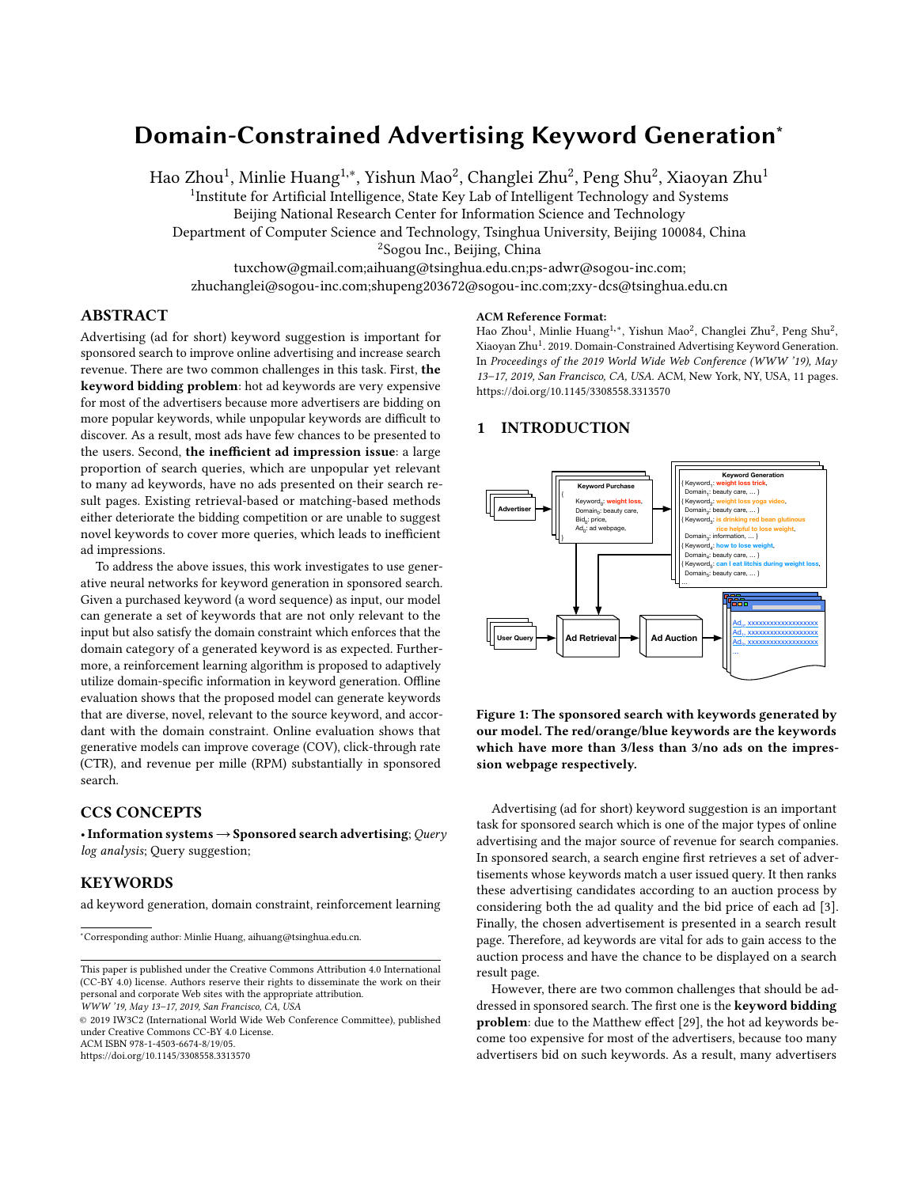# Domain-Constrained Advertising Keyword Generation*

Hao Zhou[1], Minlie Huang[1,*], Yishun Mao[2], Changlei Zhu[2], Peng Shu[2], Xiaoyan Zhu[1]

[1]Institute for Artificial Intelligence, State Key Lab of Intelligent Technology and Systems
Beijing National Research Center for Information Science and Technology
Department of Computer Science and Technology, Tsinghua University, Beijing 100084, China
[2]Sogou Inc., Beijing, China

tuxchow@gmail.com;aihuang@tsinghua.edu.cn;ps-adwr@sogou-inc.com;
zhuchanglei@sogou-inc.com;shupeng203672@sogou-inc.com;zxy-dcs@tsinghua.edu.cn

## ABSTRACT

Advertising (ad for short) keyword suggestion is important for sponsored search to improve online advertising and increase search revenue. There are two common challenges in this task. First, **the keyword bidding problem**: hot ad keywords are very expensive for most of the advertisers because more advertisers are bidding on more popular keywords, while unpopular keywords are difficult to discover. As a result, most ads have few chances to be presented to the users. Second, **the inefficient ad impression issue**: a large proportion of search queries, which are unpopular yet relevant to many ad keywords, have no ads presented on their search result pages. Existing retrieval-based or matching-based methods either deteriorate the bidding competition or are unable to suggest novel keywords to cover more queries, which leads to inefficient ad impressions.

To address the above issues, this work investigates to use generative neural networks for keyword generation in sponsored search. Given a purchased keyword (a word sequence) as input, our model can generate a set of keywords that are not only relevant to the input but also satisfy the domain constraint which enforces that the domain category of a generated keyword is as expected. Furthermore, a reinforcement learning algorithm is proposed to adaptively utilize domain-specific information in keyword generation. Offline evaluation shows that the proposed model can generate keywords that are diverse, novel, relevant to the source keyword, and accordant with the domain constraint. Online evaluation shows that generative models can improve coverage (COV), click-through rate (CTR), and revenue per mille (RPM) substantially in sponsored search.

## CCS CONCEPTS

• **Information systems → Sponsored search advertising**; *Query log analysis*; Query suggestion;

## KEYWORDS

ad keyword generation, domain constraint, reinforcement learning

*Corresponding author: Minlie Huang, aihuang@tsinghua.edu.cn.

This paper is published under the Creative Commons Attribution 4.0 International (CC-BY 4.0) license. Authors reserve their rights to disseminate the work on their personal and corporate Web sites with the appropriate attribution.
*WWW '19, May 13–17, 2019, San Francisco, CA, USA*
© 2019 IW3C2 (International World Wide Web Conference Committee), published under Creative Commons CC-BY 4.0 License.
ACM ISBN 978-1-4503-6674-8/19/05.
https://doi.org/10.1145/3308558.3313570

**ACM Reference Format:**
Hao Zhou[1], Minlie Huang[1,*], Yishun Mao[2], Changlei Zhu[2], Peng Shu[2], Xiaoyan Zhu[1]. 2019. Domain-Constrained Advertising Keyword Generation. In *Proceedings of the 2019 World Wide Web Conference (WWW '19), May 13–17, 2019, San Francisco, CA, USA.* ACM, New York, NY, USA, 11 pages. https://doi.org/10.1145/3308558.3313570

## 1 INTRODUCTION

Advertiser
Keyword Purchase
{ Keyword$_0$: weight loss, Domain$_0$: beauty care, Bid$_0$: price, Ad$_0$: ad webpage, }
Keyword Generation
{ Keyword$_1$: weight loss trick, Domain$_1$: beauty care, ... }
{ Keyword$_2$: weight loss yoga video, Domain$_2$: beauty care, ... }
{ Keyword$_3$: is drinking red bean glutinous rice helpful to lose weight, Domain$_3$: information, ... }
{ Keyword$_4$: how to lose weight, Domain$_4$: beauty care, ... }
{ Keyword$_5$: can I eat litchis during weight loss, Domain$_5$: beauty care, ... }
...
User Query
Ad Retrieval
Ad Auction
Ad$_{i1}$: xxxxxxxxxxxxxxxxxx
Ad$_{i2}$: xxxxxxxxxxxxxxxxxx
Ad$_{i3}$: xxxxxxxxxxxxxxxxxx
...

**Figure 1: The sponsored search with keywords generated by our model. The red/orange/blue keywords are the keywords which have more than 3/less than 3/no ads on the impression webpage respectively.**

Advertising (ad for short) keyword suggestion is an important task for sponsored search which is one of the major types of online advertising and the major source of revenue for search companies. In sponsored search, a search engine first retrieves a set of advertisements whose keywords match a user issued query. It then ranks these advertising candidates according to an auction process by considering both the ad quality and the bid price of each ad [3]. Finally, the chosen advertisement is presented in a search result page. Therefore, ad keywords are vital for ads to gain access to the auction process and have the chance to be displayed on a search result page.

However, there are two common challenges that should be addressed in sponsored search. The first one is the **keyword bidding problem**: due to the Matthew effect [29], the hot ad keywords become too expensive for most of the advertisers, because too many advertisers bid on such keywords. As a result, many advertisers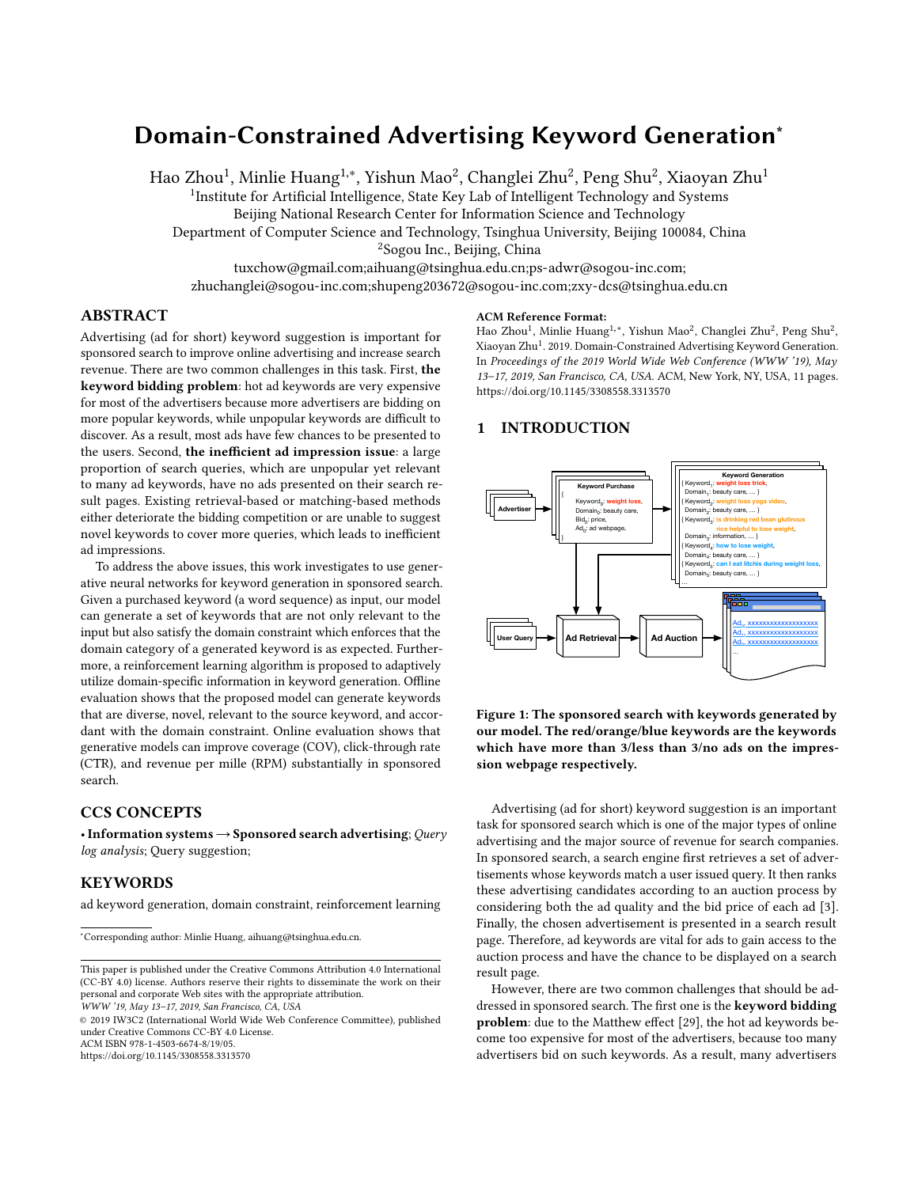# Domain-Constrained Advertising Keyword Generation*

Hao Zhou[1], Minlie Huang[1,*], Yishun Mao[2], Changlei Zhu[2], Peng Shu[2], Xiaoyan Zhu[1]

[1]Institute for Artificial Intelligence, State Key Lab of Intelligent Technology and Systems
Beijing National Research Center for Information Science and Technology
Department of Computer Science and Technology, Tsinghua University, Beijing 100084, China
[2]Sogou Inc., Beijing, China
tuxchow@gmail.com;aihuang@tsinghua.edu.cn;ps-adwr@sogou-inc.com;
zhuchanglei@sogou-inc.com;shupeng203672@sogou-inc.com;zxy-dcs@tsinghua.edu.cn

## ABSTRACT

Advertising (ad for short) keyword suggestion is important for sponsored search to improve online advertising and increase search revenue. There are two common challenges in this task. First, **the keyword bidding problem**: hot ad keywords are very expensive for most of the advertisers because more advertisers are bidding on more popular keywords, while unpopular keywords are difficult to discover. As a result, most ads have few chances to be presented to the users. Second, **the inefficient ad impression issue**: a large proportion of search queries, which are unpopular yet relevant to many ad keywords, have no ads presented on their search result pages. Existing retrieval-based or matching-based methods either deteriorate the bidding competition or are unable to suggest novel keywords to cover more queries, which leads to inefficient ad impressions.

To address the above issues, this work investigates to use generative neural networks for keyword generation in sponsored search. Given a purchased keyword (a word sequence) as input, our model can generate a set of keywords that are not only relevant to the input but also satisfy the domain constraint which enforces that the domain category of a generated keyword is as expected. Furthermore, a reinforcement learning algorithm is proposed to adaptively utilize domain-specific information in keyword generation. Offline evaluation shows that the proposed model can generate keywords that are diverse, novel, relevant to the source keyword, and accordant with the domain constraint. Online evaluation shows that generative models can improve coverage (COV), click-through rate (CTR), and revenue per mille (RPM) substantially in sponsored search.

## CCS CONCEPTS

• **Information systems → Sponsored search advertising**; *Query log analysis*; Query suggestion;

## KEYWORDS

ad keyword generation, domain constraint, reinforcement learning

*Corresponding author: Minlie Huang, aihuang@tsinghua.edu.cn.

This paper is published under the Creative Commons Attribution 4.0 International (CC-BY 4.0) license. Authors reserve their rights to disseminate the work on their personal and corporate Web sites with the appropriate attribution.
*WWW '19, May 13–17, 2019, San Francisco, CA, USA*
© 2019 IW3C2 (International World Wide Web Conference Committee), published under Creative Commons CC-BY 4.0 License.
ACM ISBN 978-1-4503-6674-8/19/05.
https://doi.org/10.1145/3308558.3313570

**ACM Reference Format:**
Hao Zhou[1], Minlie Huang[1,*], Yishun Mao[2], Changlei Zhu[2], Peng Shu[2], Xiaoyan Zhu[1]. 2019. Domain-Constrained Advertising Keyword Generation. In *Proceedings of the 2019 World Wide Web Conference (WWW '19), May 13–17, 2019, San Francisco, CA, USA.* ACM, New York, NY, USA, 11 pages. https://doi.org/10.1145/3308558.3313570

## 1 INTRODUCTION

Advertiser
Keyword Purchase
{ Keyword$_0$: weight loss, Domain$_0$: beauty care, Bid$_0$: price, Ad$_0$: ad webpage, }
Keyword Generation
{ Keyword$_1$: weight loss trick, Domain$_1$: beauty care, ... }
{ Keyword$_2$: weight loss yoga video, Domain$_2$: beauty care, ... }
{ Keyword$_3$: is drinking red bean glutinous rice helpful to lose weight, Domain$_3$: information, ... }
{ Keyword$_4$: how to lose weight, Domain$_4$: beauty care, ... }
{ Keyword$_5$: can I eat litchis during weight loss, Domain$_5$: beauty care, ... }
...
User Query
Ad Retrieval
Ad Auction
Ad$_{...}$: xxxxxxxxxxxxxxxxxx
Ad$_{...}$: xxxxxxxxxxxxxxxxxx
Ad$_{...}$: xxxxxxxxxxxxxxxxxx
...

**Figure 1: The sponsored search with keywords generated by our model. The red/orange/blue keywords are the keywords which have more than 3/less than 3/no ads on the impression webpage respectively.**

Advertising (ad for short) keyword suggestion is an important task for sponsored search which is one of the major types of online advertising and the major source of revenue for search companies. In sponsored search, a search engine first retrieves a set of advertisements whose keywords match a user issued query. It then ranks these advertising candidates according to an auction process by considering both the ad quality and the bid price of each ad [3]. Finally, the chosen advertisement is presented in a search result page. Therefore, ad keywords are vital for ads to gain access to the auction process and have the chance to be displayed on a search result page.

However, there are two common challenges that should be addressed in sponsored search. The first one is the **keyword bidding problem**: due to the Matthew effect [29], the hot ad keywords become too expensive for most of the advertisers, because too many advertisers bid on such keywords. As a result, many advertisers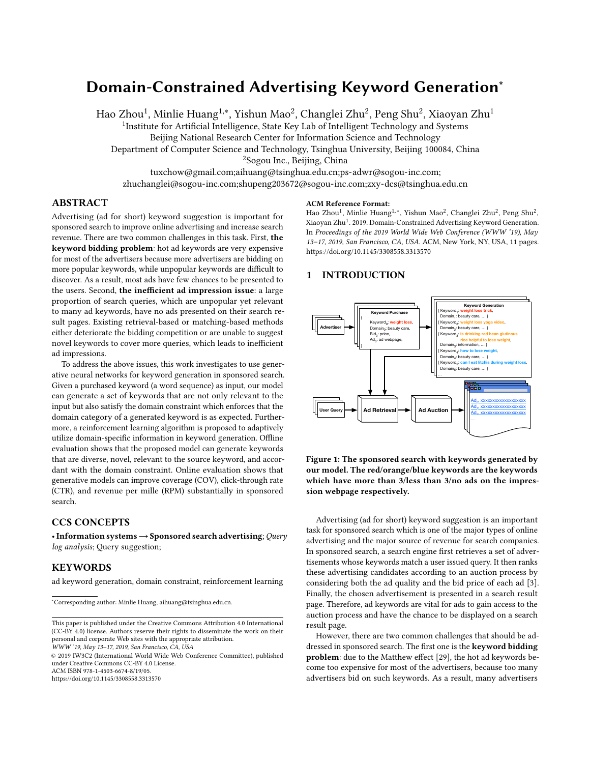# Domain-Constrained Advertising Keyword Generation*

Hao Zhou[1], Minlie Huang[1,*], Yishun Mao[2], Changlei Zhu[2], Peng Shu[2], Xiaoyan Zhu[1]

[1]Institute for Artificial Intelligence, State Key Lab of Intelligent Technology and Systems
Beijing National Research Center for Information Science and Technology
Department of Computer Science and Technology, Tsinghua University, Beijing 100084, China
[2]Sogou Inc., Beijing, China
tuxchow@gmail.com;aihuang@tsinghua.edu.cn;ps-adwr@sogou-inc.com;
zhuchanglei@sogou-inc.com;shupeng203672@sogou-inc.com;zxy-dcs@tsinghua.edu.cn

## ABSTRACT

Advertising (ad for short) keyword suggestion is important for sponsored search to improve online advertising and increase search revenue. There are two common challenges in this task. First, **the keyword bidding problem**: hot ad keywords are very expensive for most of the advertisers because more advertisers are bidding on more popular keywords, while unpopular keywords are difficult to discover. As a result, most ads have few chances to be presented to the users. Second, **the inefficient ad impression issue**: a large proportion of search queries, which are unpopular yet relevant to many ad keywords, have no ads presented on their search result pages. Existing retrieval-based or matching-based methods either deteriorate the bidding competition or are unable to suggest novel keywords to cover more queries, which leads to inefficient ad impressions.

To address the above issues, this work investigates to use generative neural networks for keyword generation in sponsored search. Given a purchased keyword (a word sequence) as input, our model can generate a set of keywords that are not only relevant to the input but also satisfy the domain constraint which enforces that the domain category of a generated keyword is as expected. Furthermore, a reinforcement learning algorithm is proposed to adaptively utilize domain-specific information in keyword generation. Offline evaluation shows that the proposed model can generate keywords that are diverse, novel, relevant to the source keyword, and accordant with the domain constraint. Online evaluation shows that generative models can improve coverage (COV), click-through rate (CTR), and revenue per mille (RPM) substantially in sponsored search.

## CCS CONCEPTS

• **Information systems → Sponsored search advertising**; *Query log analysis*; Query suggestion;

## KEYWORDS

ad keyword generation, domain constraint, reinforcement learning

*Corresponding author: Minlie Huang, aihuang@tsinghua.edu.cn.

This paper is published under the Creative Commons Attribution 4.0 International (CC-BY 4.0) license. Authors reserve their rights to disseminate the work on their personal and corporate Web sites with the appropriate attribution.
*WWW '19, May 13–17, 2019, San Francisco, CA, USA*
© 2019 IW3C2 (International World Wide Web Conference Committee), published under Creative Commons CC-BY 4.0 License.
ACM ISBN 978-1-4503-6674-8/19/05.
https://doi.org/10.1145/3308558.3313570

**ACM Reference Format:**
Hao Zhou[1], Minlie Huang[1,*], Yishun Mao[2], Changlei Zhu[2], Peng Shu[2], Xiaoyan Zhu[1]. 2019. Domain-Constrained Advertising Keyword Generation. In *Proceedings of the 2019 World Wide Web Conference (WWW '19), May 13–17, 2019, San Francisco, CA, USA.* ACM, New York, NY, USA, 11 pages. https://doi.org/10.1145/3308558.3313570

## 1 INTRODUCTION

Advertiser
Keyword Purchase
{ Keyword$_0$: weight loss, Domain$_0$: beauty care, Bid$_0$: price, Ad$_0$: ad webpage, }
Keyword Generation
{ Keyword$_1$: weight loss trick, Domain$_1$: beauty care, ... }
{ Keyword$_2$: weight loss yoga video, Domain$_2$: beauty care, ... }
{ Keyword$_3$: is drinking red bean glutinous rice helpful to lose weight, Domain$_3$: information, ... }
{ Keyword$_4$: how to lose weight, Domain$_4$: beauty care, ... }
{ Keyword$_5$: can I eat litchis during weight loss, Domain$_5$: beauty care, ... }
User Query
Ad Retrieval
Ad Auction
Ad$_1$: xxxxxxxxxxxxxxxxxx
Ad$_2$: xxxxxxxxxxxxxxxxxx
Ad$_3$: xxxxxxxxxxxxxxxxxx

**Figure 1: The sponsored search with keywords generated by our model. The red/orange/blue keywords are the keywords which have more than 3/less than 3/no ads on the impression webpage respectively.**

Advertising (ad for short) keyword suggestion is an important task for sponsored search which is one of the major types of online advertising and the major source of revenue for search companies. In sponsored search, a search engine first retrieves a set of advertisements whose keywords match a user issued query. It then ranks these advertising candidates according to an auction process by considering both the ad quality and the bid price of each ad [3]. Finally, the chosen advertisement is presented in a search result page. Therefore, ad keywords are vital for ads to gain access to the auction process and have the chance to be displayed on a search result page.

However, there are two common challenges that should be addressed in sponsored search. The first one is the **keyword bidding problem**: due to the Matthew effect [29], the hot ad keywords become too expensive for most of the advertisers, because too many advertisers bid on such keywords. As a result, many advertisers